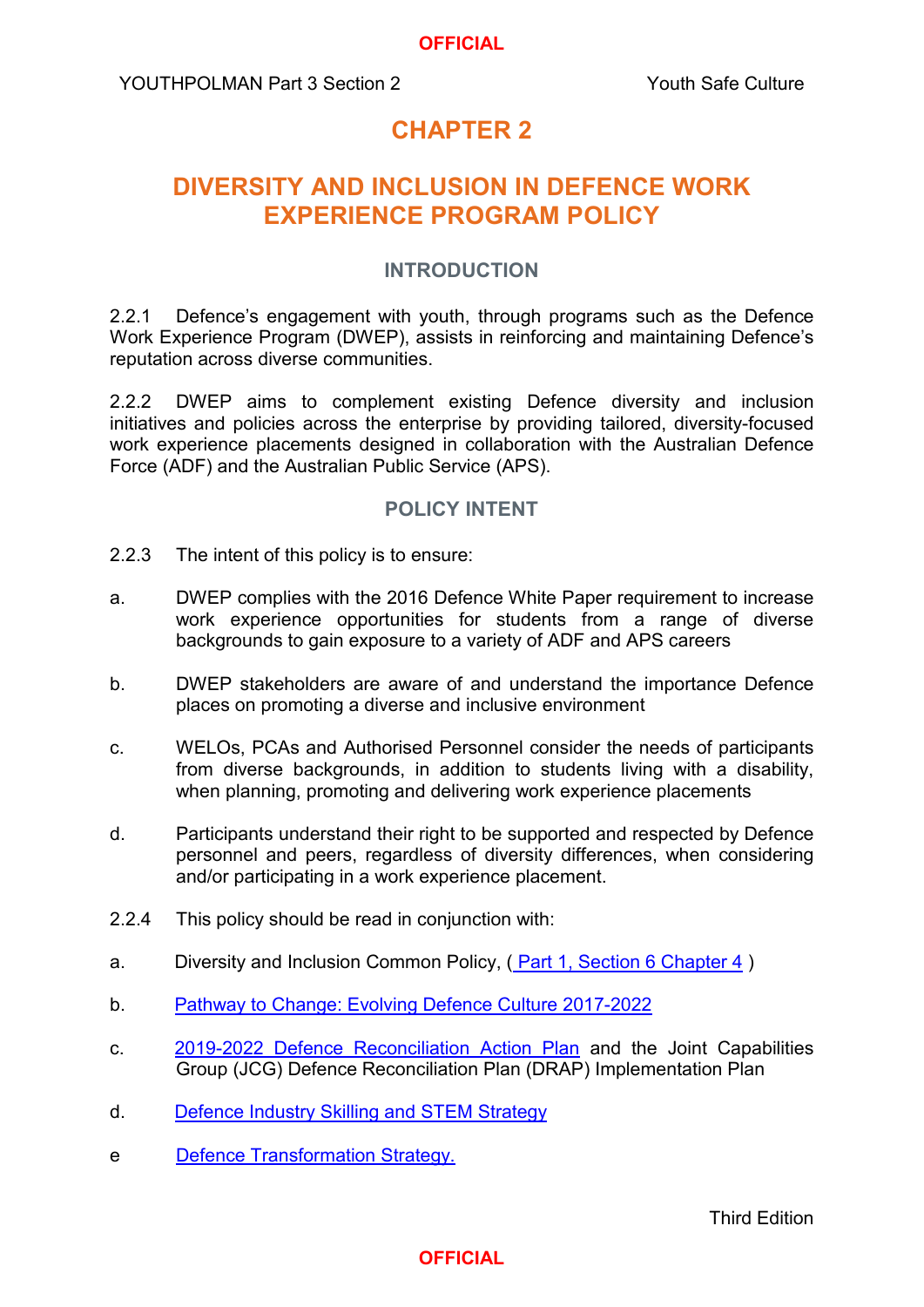# CHAPTER 2

# DIVERSITY AND INCLUSION IN DEFENCE WORK EXPERIENCE PROGRAM POLICY

## INTRODUCTION

2.2.1 Defence's engagement with youth, through programs such as the Defence Work Experience Program (DWEP), assists in reinforcing and maintaining Defence's reputation across diverse communities.

2.2.2 DWEP aims to complement existing Defence diversity and inclusion initiatives and policies across the enterprise by providing tailored, diversity-focused work experience placements designed in collaboration with the Australian Defence Force (ADF) and the Australian Public Service (APS).

## POLICY INTENT

2.2.3 The intent of this policy is to ensure:

a. DWEP complies with the 2016 Defence White Paper requirement to increase work experience opportunities for students from a range of diverse backgrounds to gain exposure to a variety of ADF and APS careers

b. DWEP stakeholders are aware of and understand the importance Defence places on promoting a diverse and inclusive environment

c. WELOs, PCAs and Authorised Personnel consider the needs of participants from diverse backgrounds, in addition to students living with a disability, when planning, promoting and delivering work experience placements

d. Participants understand their right to be supported and respected by Defence personnel and peers, regardless of diversity differences, when considering and/or participating in a work experience placement.

2.2.4 This policy should be read in conjunction with:

a. Diversity and Inclusion Common Policy, ( Part 1, Section 6 Chapter 4 )

b. Pathway to Change: Evolving Defence Culture 2017-2022

c. 2019-2022 Defence Reconciliation Action Plan and the Joint Capabilities Group (JCG) Defence Reconciliation Plan (DRAP) Implementation Plan

d. Defence Industry Skilling and STEM Strategy

e Defence Transformation Strategy.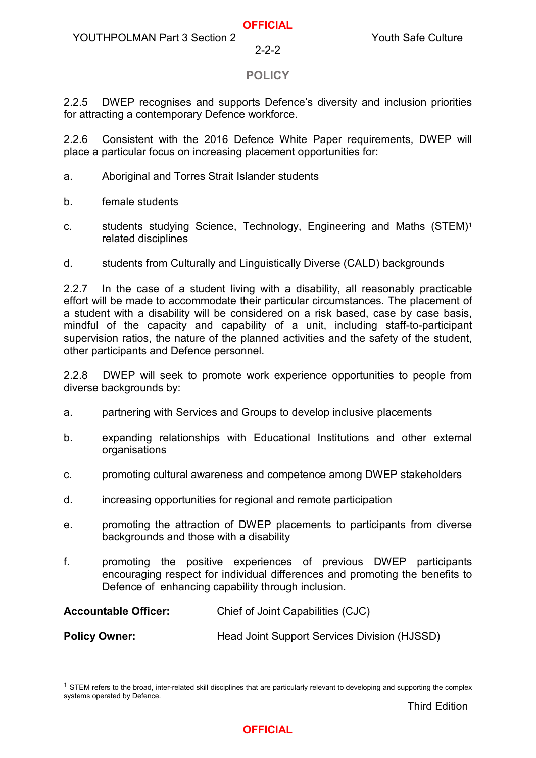## POLICY

2.2.5 DWEP recognises and supports Defence's diversity and inclusion priorities for attracting a contemporary Defence workforce.

2.2.6 Consistent with the 2016 Defence White Paper requirements, DWEP will place a particular focus on increasing placement opportunities for:

a. Aboriginal and Torres Strait Islander students

b. female students

c. students studying Science, Technology, Engineering and Maths (STEM)[1] related disciplines

d. students from Culturally and Linguistically Diverse (CALD) backgrounds

2.2.7 In the case of a student living with a disability, all reasonably practicable effort will be made to accommodate their particular circumstances. The placement of a student with a disability will be considered on a risk based, case by case basis, mindful of the capacity and capability of a unit, including staff-to-participant supervision ratios, the nature of the planned activities and the safety of the student, other participants and Defence personnel.

2.2.8 DWEP will seek to promote work experience opportunities to people from diverse backgrounds by:

a. partnering with Services and Groups to develop inclusive placements

b. expanding relationships with Educational Institutions and other external organisations

c. promoting cultural awareness and competence among DWEP stakeholders

d. increasing opportunities for regional and remote participation

e. promoting the attraction of DWEP placements to participants from diverse backgrounds and those with a disability

f. promoting the positive experiences of previous DWEP participants encouraging respect for individual differences and promoting the benefits to Defence of enhancing capability through inclusion.

**Accountable Officer:** Chief of Joint Capabilities (CJC)

**Policy Owner:** Head Joint Support Services Division (HJSSD)

[1] STEM refers to the broad, inter-related skill disciplines that are particularly relevant to developing and supporting the complex systems operated by Defence.